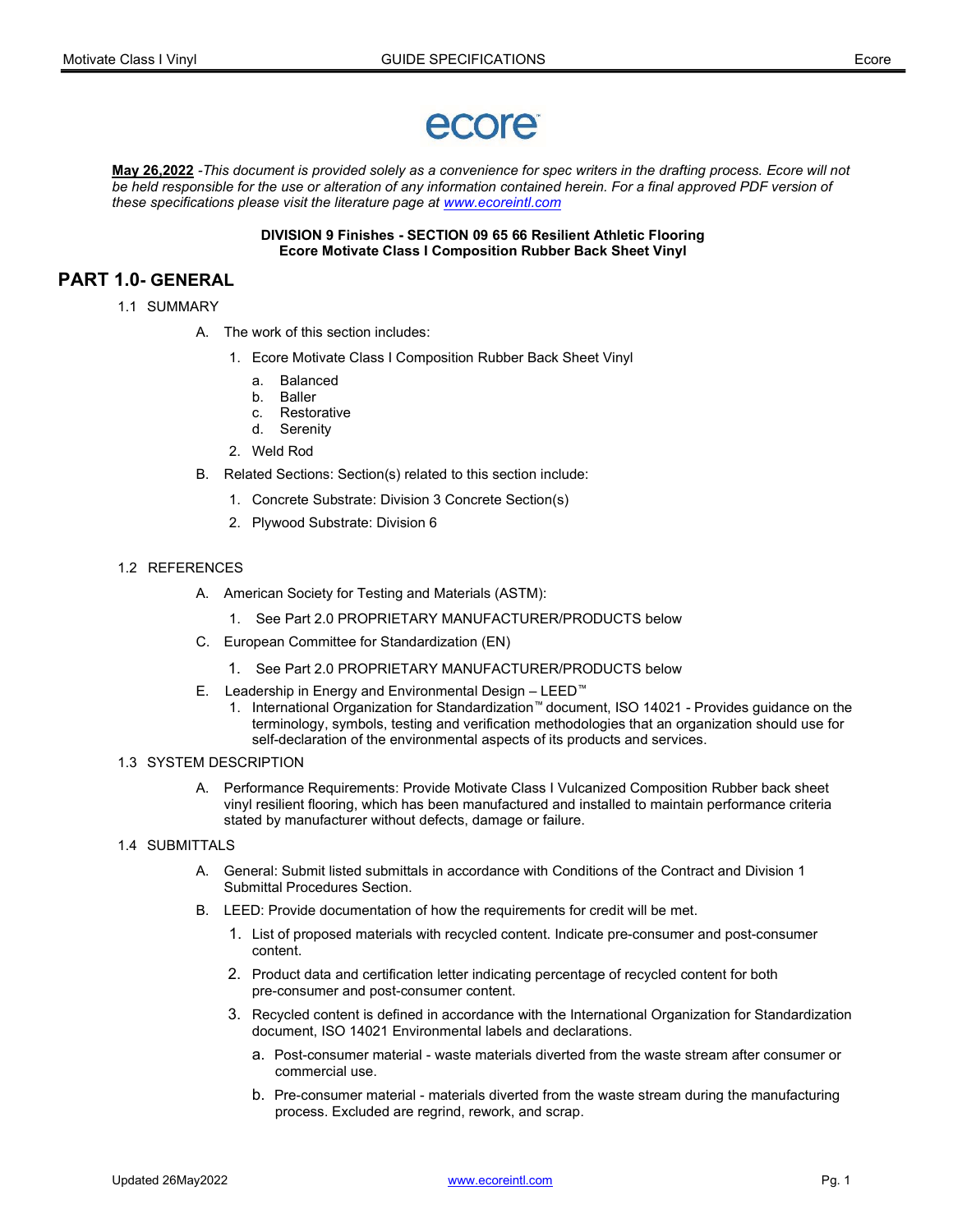ecore

**May 26,2022** *-This document is provided solely as a convenience for spec writers in the drafting process. Ecore will not be held responsible for the use or alteration of any information contained herein. For a final approved PDF version of these specifications please visit the literature page at [www.ecoreintl.com](www.ecoreintl.com)*

**DIVISION 9 Finishes - SECTION 09 65 66 Resilient Athletic Flooring**
**Ecore Motivate Class I Composition Rubber Back Sheet Vinyl**

# PART 1.0- GENERAL

1.1 SUMMARY

A. The work of this section includes:

1. Ecore Motivate Class I Composition Rubber Back Sheet Vinyl
   a. Balanced
   b. Baller
   c. Restorative
   d. Serenity
2. Weld Rod

B. Related Sections: Section(s) related to this section include:

1. Concrete Substrate: Division 3 Concrete Section(s)
2. Plywood Substrate: Division 6

1.2 REFERENCES

A. American Society for Testing and Materials (ASTM):

1. See Part 2.0 PROPRIETARY MANUFACTURER/PRODUCTS below

C. European Committee for Standardization (EN)

1. See Part 2.0 PROPRIETARY MANUFACTURER/PRODUCTS below

E. Leadership in Energy and Environmental Design – LEED™

1. International Organization for Standardization™ document, ISO 14021 - Provides guidance on the terminology, symbols, testing and verification methodologies that an organization should use for self-declaration of the environmental aspects of its products and services.

1.3 SYSTEM DESCRIPTION

A. Performance Requirements: Provide Motivate Class I Vulcanized Composition Rubber back sheet vinyl resilient flooring, which has been manufactured and installed to maintain performance criteria stated by manufacturer without defects, damage or failure.

1.4 SUBMITTALS

A. General: Submit listed submittals in accordance with Conditions of the Contract and Division 1 Submittal Procedures Section.

B. LEED: Provide documentation of how the requirements for credit will be met.

1. List of proposed materials with recycled content. Indicate pre-consumer and post-consumer content.
2. Product data and certification letter indicating percentage of recycled content for both pre-consumer and post-consumer content.
3. Recycled content is defined in accordance with the International Organization for Standardization document, ISO 14021 Environmental labels and declarations.
   a. Post-consumer material - waste materials diverted from the waste stream after consumer or commercial use.
   b. Pre-consumer material - materials diverted from the waste stream during the manufacturing process. Excluded are regrind, rework, and scrap.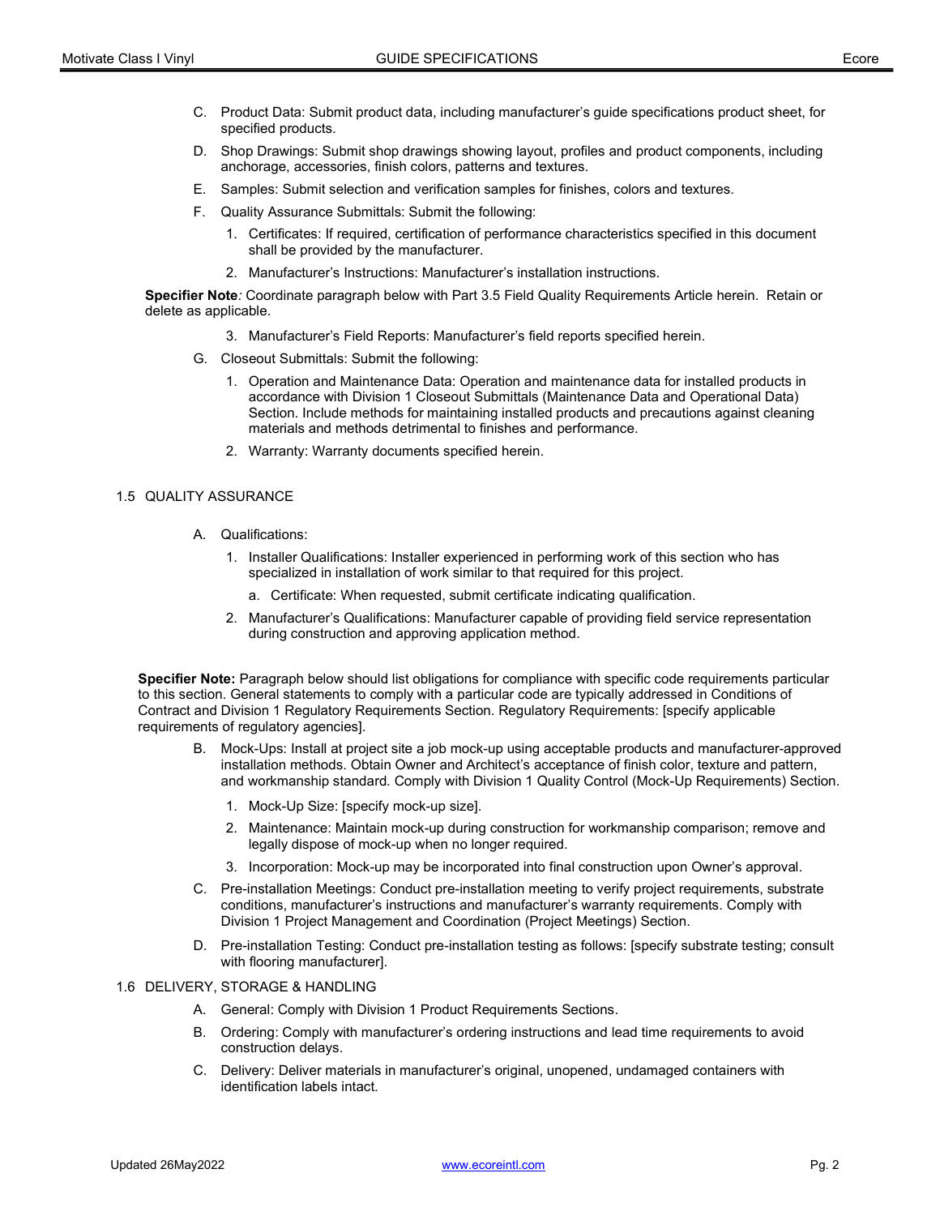C. Product Data: Submit product data, including manufacturer's guide specifications product sheet, for specified products.

D. Shop Drawings: Submit shop drawings showing layout, profiles and product components, including anchorage, accessories, finish colors, patterns and textures.

E. Samples: Submit selection and verification samples for finishes, colors and textures.

F. Quality Assurance Submittals: Submit the following:

1. Certificates: If required, certification of performance characteristics specified in this document shall be provided by the manufacturer.

2. Manufacturer's Instructions: Manufacturer's installation instructions.

**Specifier Note***:* Coordinate paragraph below with Part 3.5 Field Quality Requirements Article herein. Retain or delete as applicable.

3. Manufacturer's Field Reports: Manufacturer's field reports specified herein.

G. Closeout Submittals: Submit the following:

1. Operation and Maintenance Data: Operation and maintenance data for installed products in accordance with Division 1 Closeout Submittals (Maintenance Data and Operational Data) Section. Include methods for maintaining installed products and precautions against cleaning materials and methods detrimental to finishes and performance.

2. Warranty: Warranty documents specified herein.

## 1.5 QUALITY ASSURANCE

A. Qualifications:

1. Installer Qualifications: Installer experienced in performing work of this section who has specialized in installation of work similar to that required for this project.

   a. Certificate: When requested, submit certificate indicating qualification.

2. Manufacturer's Qualifications: Manufacturer capable of providing field service representation during construction and approving application method.

**Specifier Note:** Paragraph below should list obligations for compliance with specific code requirements particular to this section. General statements to comply with a particular code are typically addressed in Conditions of Contract and Division 1 Regulatory Requirements Section. Regulatory Requirements: [specify applicable requirements of regulatory agencies].

B. Mock-Ups: Install at project site a job mock-up using acceptable products and manufacturer-approved installation methods. Obtain Owner and Architect's acceptance of finish color, texture and pattern, and workmanship standard. Comply with Division 1 Quality Control (Mock-Up Requirements) Section.

1. Mock-Up Size: [specify mock-up size].

2. Maintenance: Maintain mock-up during construction for workmanship comparison; remove and legally dispose of mock-up when no longer required.

3. Incorporation: Mock-up may be incorporated into final construction upon Owner's approval.

C. Pre-installation Meetings: Conduct pre-installation meeting to verify project requirements, substrate conditions, manufacturer's instructions and manufacturer's warranty requirements. Comply with Division 1 Project Management and Coordination (Project Meetings) Section.

D. Pre-installation Testing: Conduct pre-installation testing as follows: [specify substrate testing; consult with flooring manufacturer].

## 1.6 DELIVERY, STORAGE & HANDLING

A. General: Comply with Division 1 Product Requirements Sections.

B. Ordering: Comply with manufacturer's ordering instructions and lead time requirements to avoid construction delays.

C. Delivery: Deliver materials in manufacturer's original, unopened, undamaged containers with identification labels intact.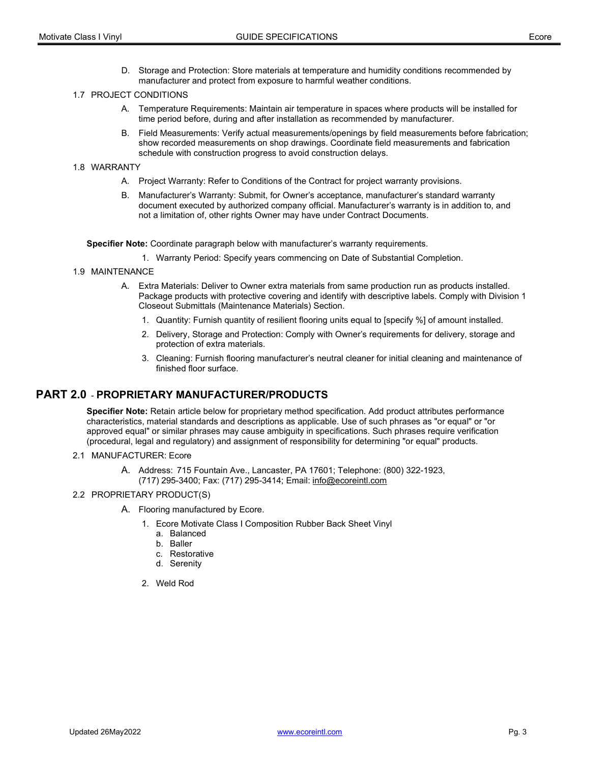D. Storage and Protection: Store materials at temperature and humidity conditions recommended by manufacturer and protect from exposure to harmful weather conditions.

1.7 PROJECT CONDITIONS

A. Temperature Requirements: Maintain air temperature in spaces where products will be installed for time period before, during and after installation as recommended by manufacturer.

B. Field Measurements: Verify actual measurements/openings by field measurements before fabrication; show recorded measurements on shop drawings. Coordinate field measurements and fabrication schedule with construction progress to avoid construction delays.

1.8 WARRANTY

A. Project Warranty: Refer to Conditions of the Contract for project warranty provisions.

B. Manufacturer's Warranty: Submit, for Owner's acceptance, manufacturer's standard warranty document executed by authorized company official. Manufacturer's warranty is in addition to, and not a limitation of, other rights Owner may have under Contract Documents.

**Specifier Note:** Coordinate paragraph below with manufacturer's warranty requirements.

1. Warranty Period: Specify years commencing on Date of Substantial Completion.

1.9 MAINTENANCE

A. Extra Materials: Deliver to Owner extra materials from same production run as products installed. Package products with protective covering and identify with descriptive labels. Comply with Division 1 Closeout Submittals (Maintenance Materials) Section.

1. Quantity: Furnish quantity of resilient flooring units equal to [specify %] of amount installed.
2. Delivery, Storage and Protection: Comply with Owner's requirements for delivery, storage and protection of extra materials.
3. Cleaning: Furnish flooring manufacturer's neutral cleaner for initial cleaning and maintenance of finished floor surface.

## PART 2.0 - PROPRIETARY MANUFACTURER/PRODUCTS

**Specifier Note:** Retain article below for proprietary method specification. Add product attributes performance characteristics, material standards and descriptions as applicable. Use of such phrases as "or equal" or "or approved equal" or similar phrases may cause ambiguity in specifications. Such phrases require verification (procedural, legal and regulatory) and assignment of responsibility for determining "or equal" products.

2.1 MANUFACTURER: Ecore

A. Address: 715 Fountain Ave., Lancaster, PA 17601; Telephone: (800) 322-1923, (717) 295-3400; Fax: (717) 295-3414; Email: info@ecoreintl.com

2.2 PROPRIETARY PRODUCT(S)

A. Flooring manufactured by Ecore.

1. Ecore Motivate Class I Composition Rubber Back Sheet Vinyl
   a. Balanced
   b. Baller
   c. Restorative
   d. Serenity
2. Weld Rod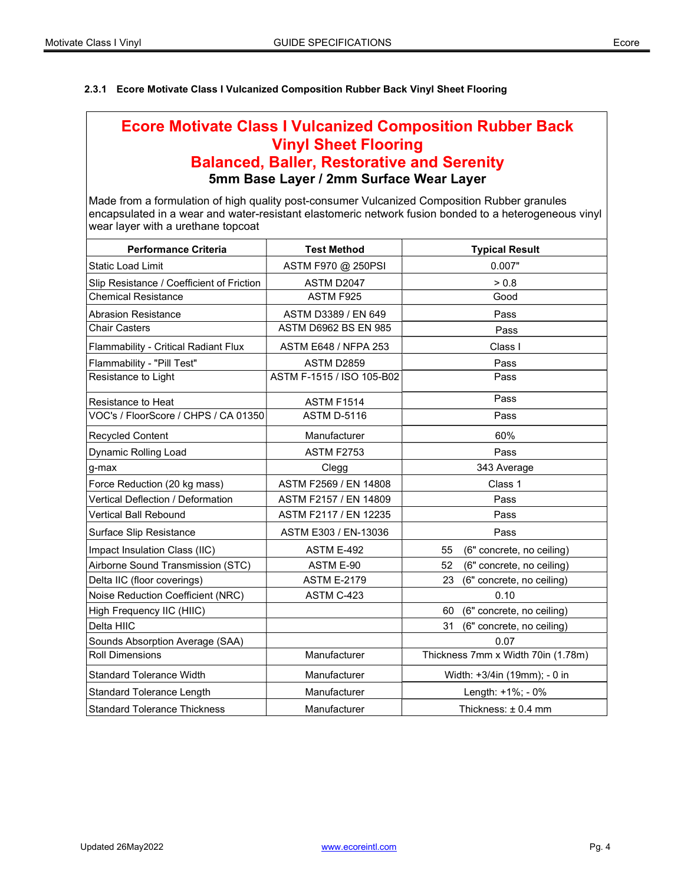### 2.3.1 Ecore Motivate Class I Vulcanized Composition Rubber Back Vinyl Sheet Flooring

## Ecore Motivate Class I Vulcanized Composition Rubber Back Vinyl Sheet Flooring

## Balanced, Baller, Restorative and Serenity

**5mm Base Layer / 2mm Surface Wear Layer**

Made from a formulation of high quality post-consumer Vulcanized Composition Rubber granules encapsulated in a wear and water-resistant elastomeric network fusion bonded to a heterogeneous vinyl wear layer with a urethane topcoat

| Performance Criteria | Test Method | Typical Result |
|---|---|---|
| Static Load Limit | ASTM F970 @ 250PSI | 0.007" |
| Slip Resistance / Coefficient of Friction | ASTM D2047 | > 0.8 |
| Chemical Resistance | ASTM F925 | Good |
| Abrasion Resistance | ASTM D3389 / EN 649 | Pass |
| Chair Casters | ASTM D6962 BS EN 985 | Pass |
| Flammability - Critical Radiant Flux | ASTM E648 / NFPA 253 | Class I |
| Flammability - "Pill Test" | ASTM D2859 | Pass |
| Resistance to Light | ASTM F-1515 / ISO 105-B02 | Pass |
| Resistance to Heat | ASTM F1514 | Pass |
| VOC's / FloorScore / CHPS / CA 01350 | ASTM D-5116 | Pass |
| Recycled Content | Manufacturer | 60% |
| Dynamic Rolling Load | ASTM F2753 | Pass |
| g-max | Clegg | 343 Average |
| Force Reduction (20 kg mass) | ASTM F2569 / EN 14808 | Class 1 |
| Vertical Deflection / Deformation | ASTM F2157 / EN 14809 | Pass |
| Vertical Ball Rebound | ASTM F2117 / EN 12235 | Pass |
| Surface Slip Resistance | ASTM E303 / EN-13036 | Pass |
| Impact Insulation Class (IIC) | ASTM E-492 | 55 (6" concrete, no ceiling) |
| Airborne Sound Transmission (STC) | ASTM E-90 | 52 (6" concrete, no ceiling) |
| Delta IIC (floor coverings) | ASTM E-2179 | 23 (6" concrete, no ceiling) |
| Noise Reduction Coefficient (NRC) | ASTM C-423 | 0.10 |
| High Frequency IIC (HIIC) | | 60 (6" concrete, no ceiling) |
| Delta HIIC | | 31 (6" concrete, no ceiling) |
| Sounds Absorption Average (SAA) | | 0.07 |
| Roll Dimensions | Manufacturer | Thickness 7mm x Width 70in (1.78m) |
| Standard Tolerance Width | Manufacturer | Width: +3/4in (19mm); - 0 in |
| Standard Tolerance Length | Manufacturer | Length: +1%; - 0% |
| Standard Tolerance Thickness | Manufacturer | Thickness: ± 0.4 mm |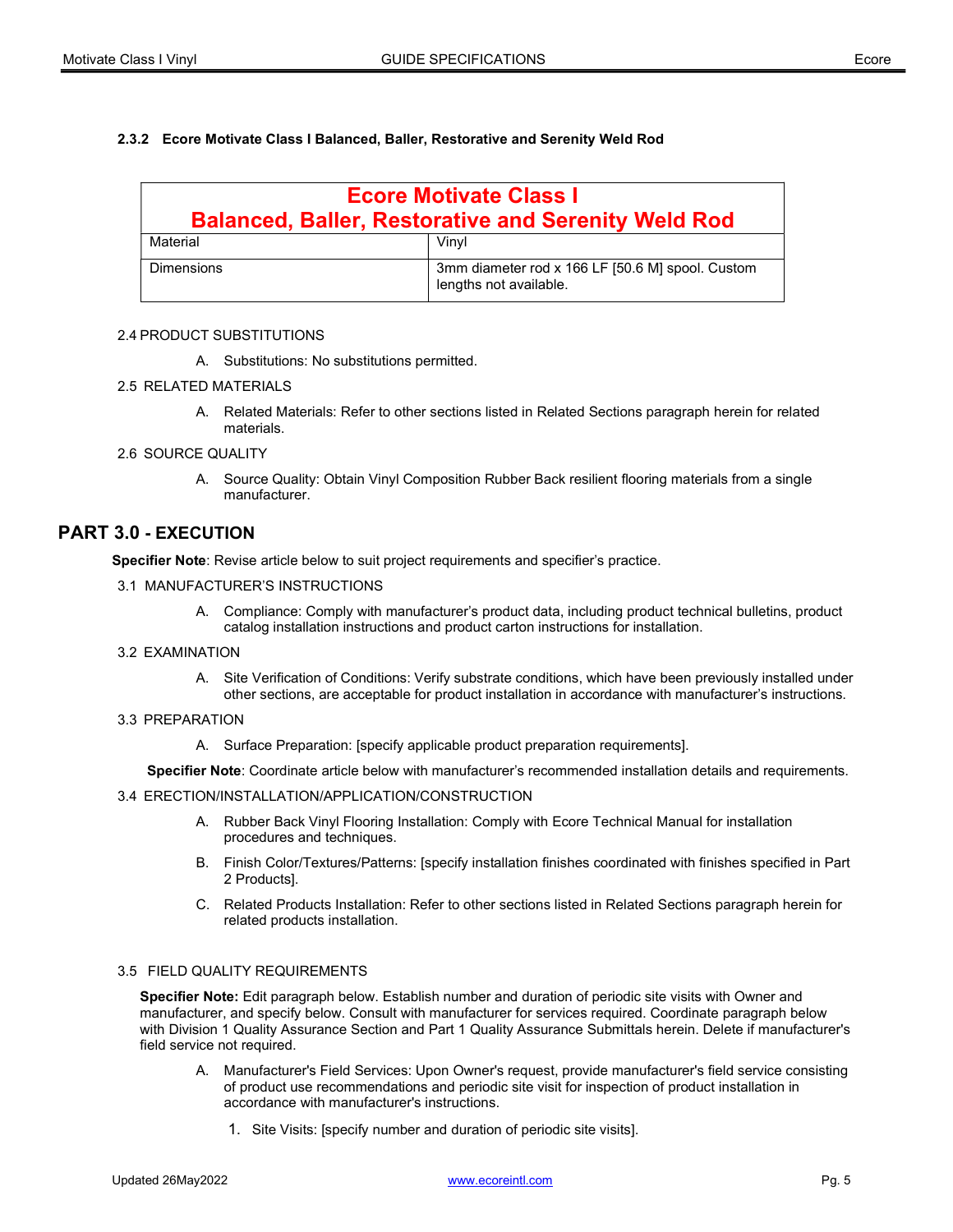#### 2.3.2 Ecore Motivate Class I Balanced, Baller, Restorative and Serenity Weld Rod

| Ecore Motivate Class I Balanced, Baller, Restorative and Serenity Weld Rod | |
|---|---|
| Material | Vinyl |
| Dimensions | 3mm diameter rod x 166 LF [50.6 M] spool. Custom lengths not available. |

2.4 PRODUCT SUBSTITUTIONS

A. Substitutions: No substitutions permitted.

2.5 RELATED MATERIALS

A. Related Materials: Refer to other sections listed in Related Sections paragraph herein for related materials.

2.6 SOURCE QUALITY

A. Source Quality: Obtain Vinyl Composition Rubber Back resilient flooring materials from a single manufacturer.

## PART 3.0 - EXECUTION

**Specifier Note**: Revise article below to suit project requirements and specifier's practice.

3.1 MANUFACTURER'S INSTRUCTIONS

A. Compliance: Comply with manufacturer's product data, including product technical bulletins, product catalog installation instructions and product carton instructions for installation.

3.2 EXAMINATION

A. Site Verification of Conditions: Verify substrate conditions, which have been previously installed under other sections, are acceptable for product installation in accordance with manufacturer's instructions.

3.3 PREPARATION

A. Surface Preparation: [specify applicable product preparation requirements].

**Specifier Note**: Coordinate article below with manufacturer's recommended installation details and requirements.

3.4 ERECTION/INSTALLATION/APPLICATION/CONSTRUCTION

A. Rubber Back Vinyl Flooring Installation: Comply with Ecore Technical Manual for installation procedures and techniques.

B. Finish Color/Textures/Patterns: [specify installation finishes coordinated with finishes specified in Part 2 Products].

C. Related Products Installation: Refer to other sections listed in Related Sections paragraph herein for related products installation.

3.5 FIELD QUALITY REQUIREMENTS

**Specifier Note:** Edit paragraph below. Establish number and duration of periodic site visits with Owner and manufacturer, and specify below. Consult with manufacturer for services required. Coordinate paragraph below with Division 1 Quality Assurance Section and Part 1 Quality Assurance Submittals herein. Delete if manufacturer's field service not required.

A. Manufacturer's Field Services: Upon Owner's request, provide manufacturer's field service consisting of product use recommendations and periodic site visit for inspection of product installation in accordance with manufacturer's instructions.

1. Site Visits: [specify number and duration of periodic site visits].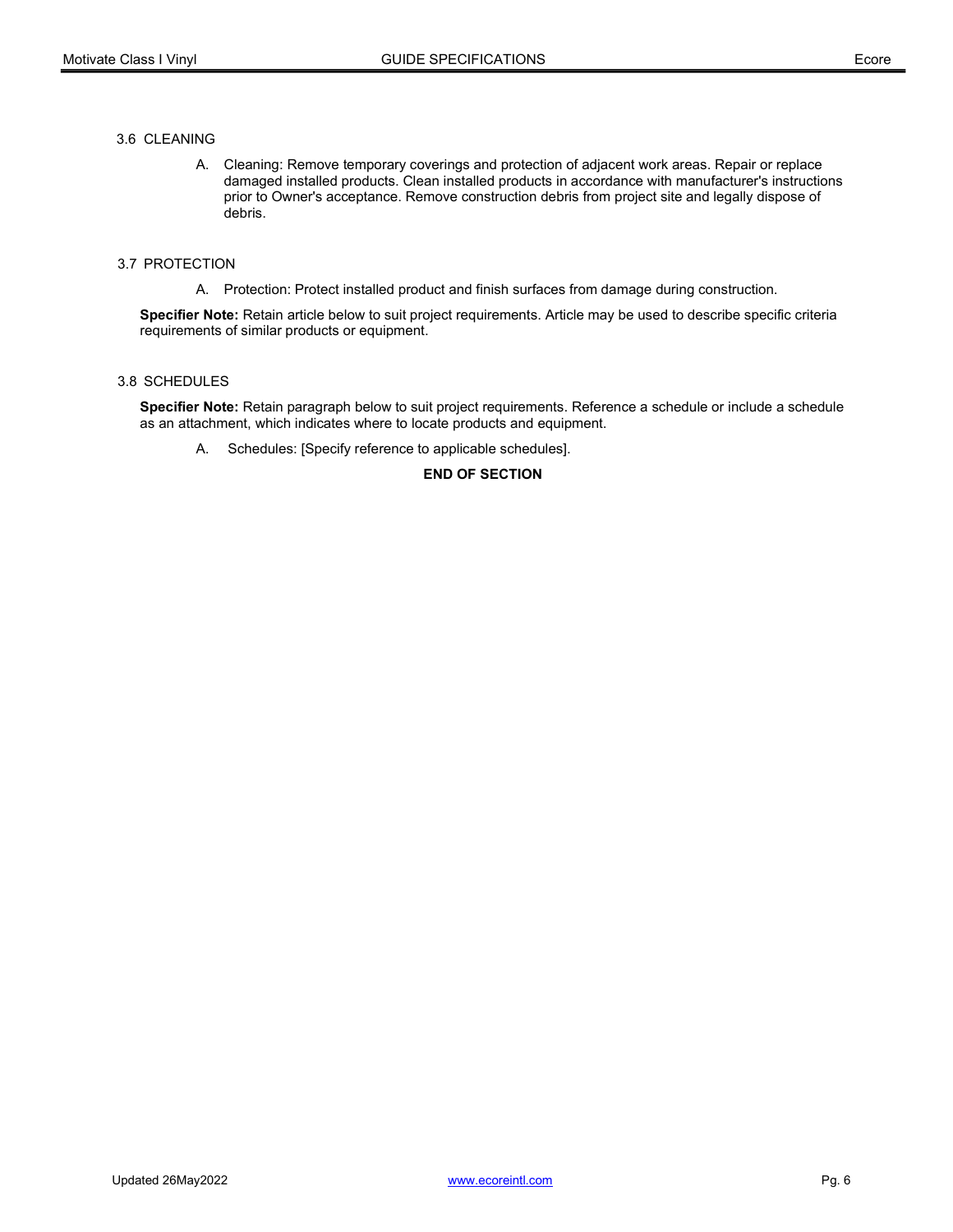### 3.6 CLEANING

A. Cleaning: Remove temporary coverings and protection of adjacent work areas. Repair or replace damaged installed products. Clean installed products in accordance with manufacturer's instructions prior to Owner's acceptance. Remove construction debris from project site and legally dispose of debris.

### 3.7 PROTECTION

A. Protection: Protect installed product and finish surfaces from damage during construction.

**Specifier Note:** Retain article below to suit project requirements. Article may be used to describe specific criteria requirements of similar products or equipment.

### 3.8 SCHEDULES

**Specifier Note:** Retain paragraph below to suit project requirements. Reference a schedule or include a schedule as an attachment, which indicates where to locate products and equipment.

A. Schedules: [Specify reference to applicable schedules].

**END OF SECTION**